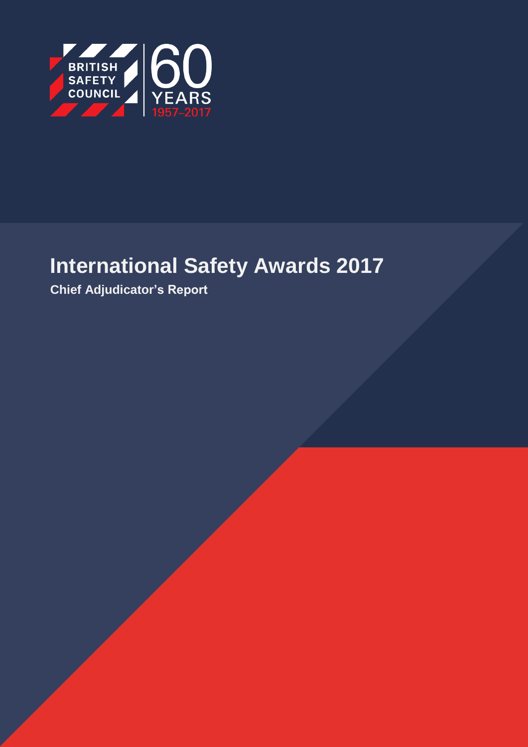BRITISH SAFETY COUNCIL

60 YEARS 1957–2017

# International Safety Awards 2017

**Chief Adjudicator's Report**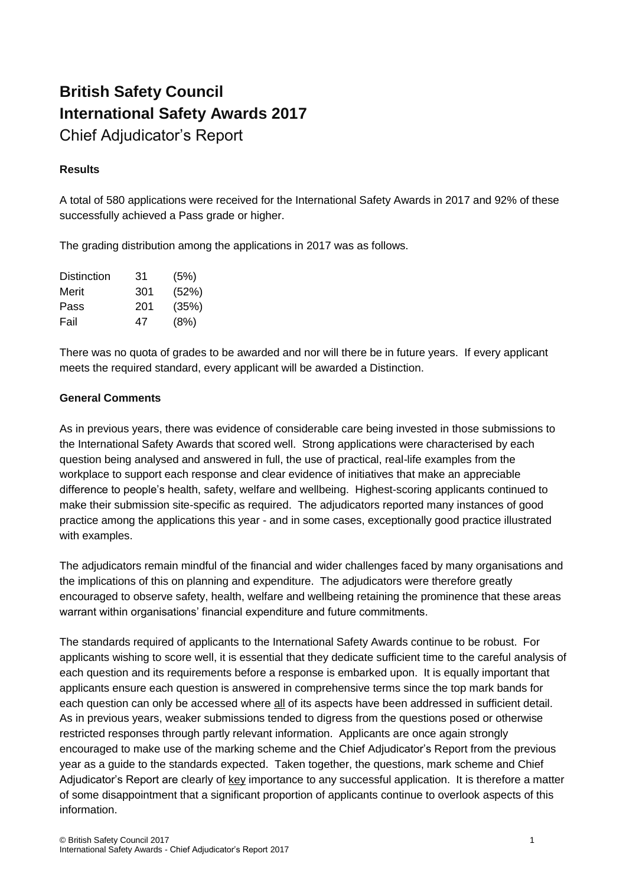# British Safety Council
# International Safety Awards 2017
## Chief Adjudicator's Report

### Results

A total of 580 applications were received for the International Safety Awards in 2017 and 92% of these successfully achieved a Pass grade or higher.

The grading distribution among the applications in 2017 was as follows.

| | | |
|---|---|---|
| Distinction | 31 | (5%) |
| Merit | 301 | (52%) |
| Pass | 201 | (35%) |
| Fail | 47 | (8%) |

There was no quota of grades to be awarded and nor will there be in future years. If every applicant meets the required standard, every applicant will be awarded a Distinction.

### General Comments

As in previous years, there was evidence of considerable care being invested in those submissions to the International Safety Awards that scored well. Strong applications were characterised by each question being analysed and answered in full, the use of practical, real-life examples from the workplace to support each response and clear evidence of initiatives that make an appreciable difference to people's health, safety, welfare and wellbeing. Highest-scoring applicants continued to make their submission site-specific as required. The adjudicators reported many instances of good practice among the applications this year - and in some cases, exceptionally good practice illustrated with examples.

The adjudicators remain mindful of the financial and wider challenges faced by many organisations and the implications of this on planning and expenditure. The adjudicators were therefore greatly encouraged to observe safety, health, welfare and wellbeing retaining the prominence that these areas warrant within organisations' financial expenditure and future commitments.

The standards required of applicants to the International Safety Awards continue to be robust. For applicants wishing to score well, it is essential that they dedicate sufficient time to the careful analysis of each question and its requirements before a response is embarked upon. It is equally important that applicants ensure each question is answered in comprehensive terms since the top mark bands for each question can only be accessed where all of its aspects have been addressed in sufficient detail. As in previous years, weaker submissions tended to digress from the questions posed or otherwise restricted responses through partly relevant information. Applicants are once again strongly encouraged to make use of the marking scheme and the Chief Adjudicator's Report from the previous year as a guide to the standards expected. Taken together, the questions, mark scheme and Chief Adjudicator's Report are clearly of key importance to any successful application. It is therefore a matter of some disappointment that a significant proportion of applicants continue to overlook aspects of this information.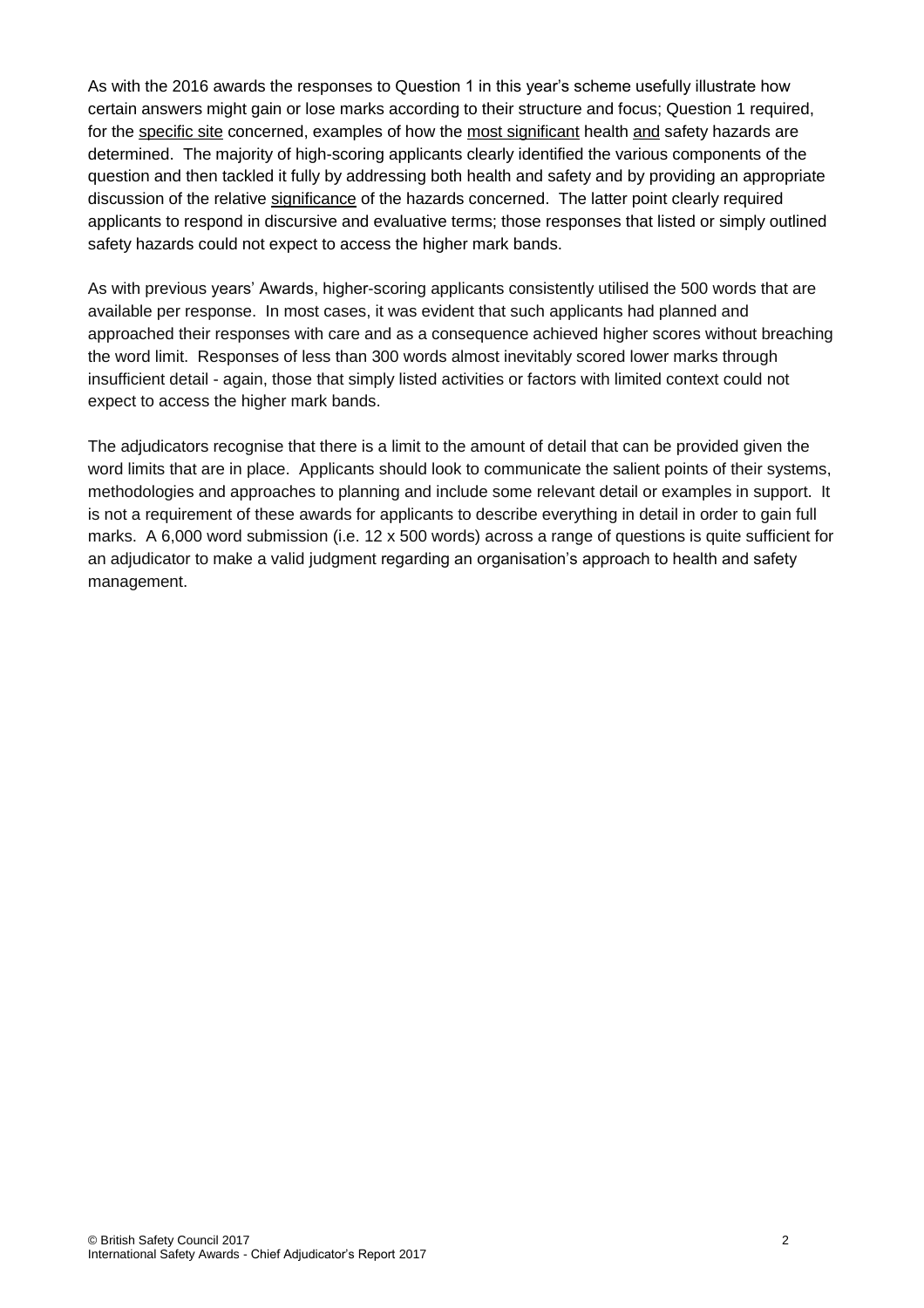As with the 2016 awards the responses to Question 1 in this year's scheme usefully illustrate how certain answers might gain or lose marks according to their structure and focus; Question 1 required, for the specific site concerned, examples of how the most significant health and safety hazards are determined. The majority of high-scoring applicants clearly identified the various components of the question and then tackled it fully by addressing both health and safety and by providing an appropriate discussion of the relative significance of the hazards concerned. The latter point clearly required applicants to respond in discursive and evaluative terms; those responses that listed or simply outlined safety hazards could not expect to access the higher mark bands.

As with previous years' Awards, higher-scoring applicants consistently utilised the 500 words that are available per response. In most cases, it was evident that such applicants had planned and approached their responses with care and as a consequence achieved higher scores without breaching the word limit. Responses of less than 300 words almost inevitably scored lower marks through insufficient detail - again, those that simply listed activities or factors with limited context could not expect to access the higher mark bands.

The adjudicators recognise that there is a limit to the amount of detail that can be provided given the word limits that are in place. Applicants should look to communicate the salient points of their systems, methodologies and approaches to planning and include some relevant detail or examples in support. It is not a requirement of these awards for applicants to describe everything in detail in order to gain full marks. A 6,000 word submission (i.e. 12 x 500 words) across a range of questions is quite sufficient for an adjudicator to make a valid judgment regarding an organisation's approach to health and safety management.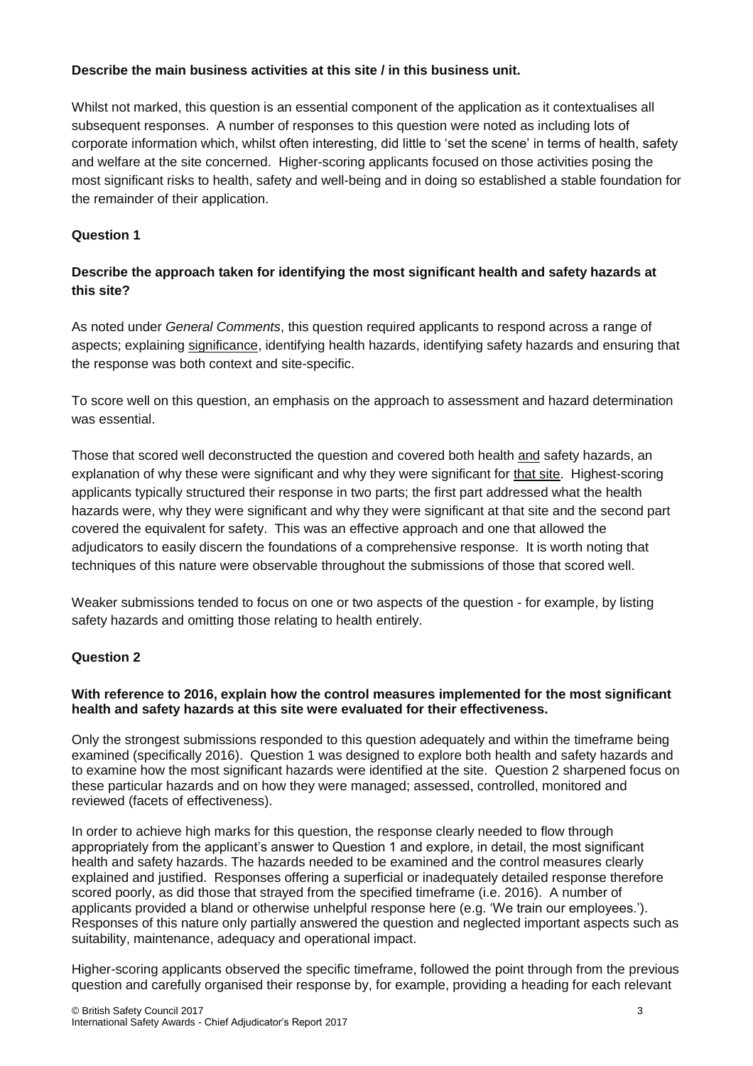**Describe the main business activities at this site / in this business unit.**

Whilst not marked, this question is an essential component of the application as it contextualises all subsequent responses. A number of responses to this question were noted as including lots of corporate information which, whilst often interesting, did little to 'set the scene' in terms of health, safety and welfare at the site concerned. Higher-scoring applicants focused on those activities posing the most significant risks to health, safety and well-being and in doing so established a stable foundation for the remainder of their application.

**Question 1**

**Describe the approach taken for identifying the most significant health and safety hazards at this site?**

As noted under *General Comments*, this question required applicants to respond across a range of aspects; explaining <u>significance</u>, identifying health hazards, identifying safety hazards and ensuring that the response was both context and site-specific.

To score well on this question, an emphasis on the approach to assessment and hazard determination was essential.

Those that scored well deconstructed the question and covered both health <u>and</u> safety hazards, an explanation of why these were significant and why they were significant for <u>that site</u>. Highest-scoring applicants typically structured their response in two parts; the first part addressed what the health hazards were, why they were significant and why they were significant at that site and the second part covered the equivalent for safety. This was an effective approach and one that allowed the adjudicators to easily discern the foundations of a comprehensive response. It is worth noting that techniques of this nature were observable throughout the submissions of those that scored well.

Weaker submissions tended to focus on one or two aspects of the question - for example, by listing safety hazards and omitting those relating to health entirely.

**Question 2**

**With reference to 2016, explain how the control measures implemented for the most significant health and safety hazards at this site were evaluated for their effectiveness.**

Only the strongest submissions responded to this question adequately and within the timeframe being examined (specifically 2016). Question 1 was designed to explore both health and safety hazards and to examine how the most significant hazards were identified at the site. Question 2 sharpened focus on these particular hazards and on how they were managed; assessed, controlled, monitored and reviewed (facets of effectiveness).

In order to achieve high marks for this question, the response clearly needed to flow through appropriately from the applicant's answer to Question 1 and explore, in detail, the most significant health and safety hazards. The hazards needed to be examined and the control measures clearly explained and justified. Responses offering a superficial or inadequately detailed response therefore scored poorly, as did those that strayed from the specified timeframe (i.e. 2016). A number of applicants provided a bland or otherwise unhelpful response here (e.g. 'We train our employees.'). Responses of this nature only partially answered the question and neglected important aspects such as suitability, maintenance, adequacy and operational impact.

Higher-scoring applicants observed the specific timeframe, followed the point through from the previous question and carefully organised their response by, for example, providing a heading for each relevant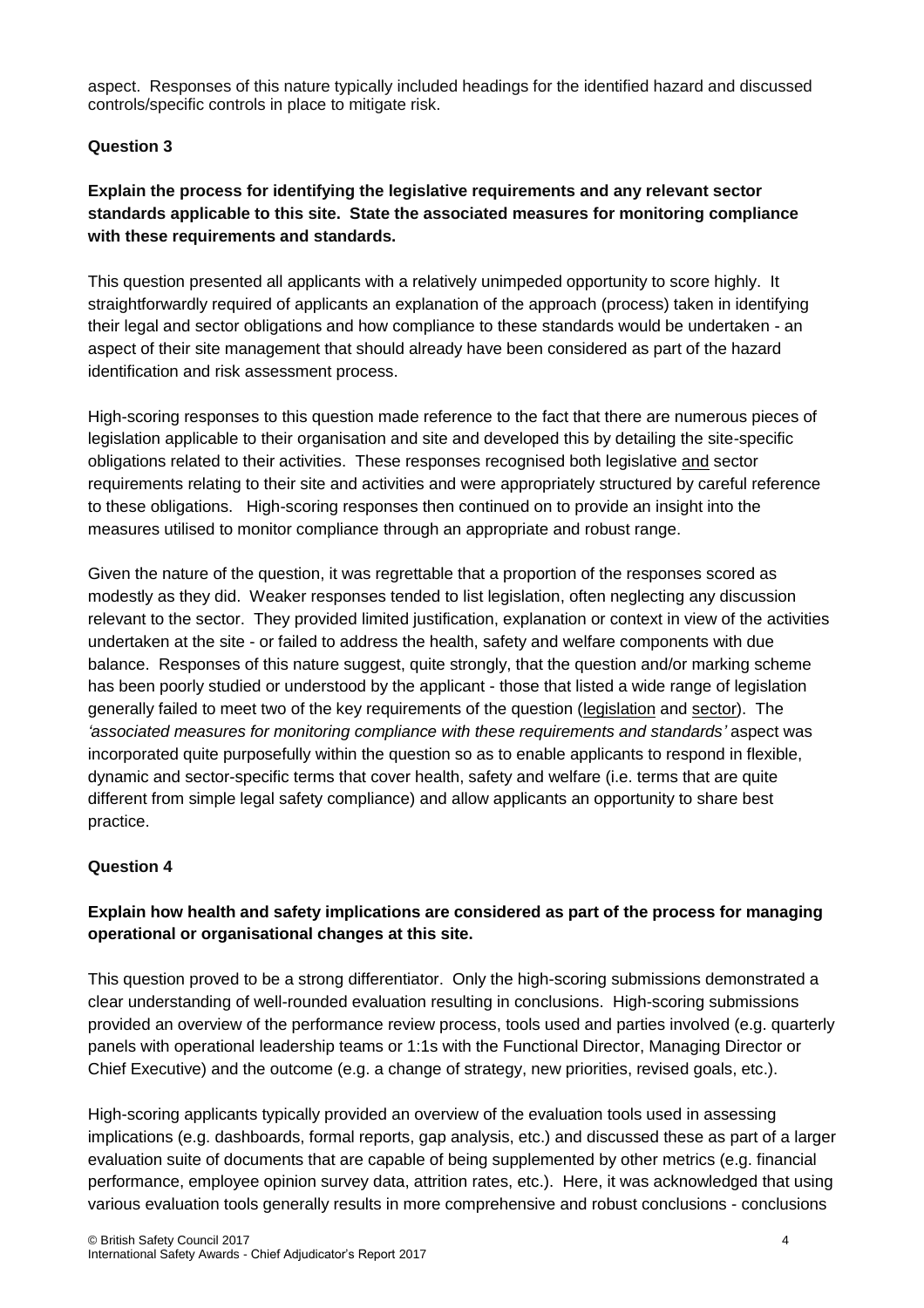aspect. Responses of this nature typically included headings for the identified hazard and discussed controls/specific controls in place to mitigate risk.

### Question 3

**Explain the process for identifying the legislative requirements and any relevant sector standards applicable to this site. State the associated measures for monitoring compliance with these requirements and standards.**

This question presented all applicants with a relatively unimpeded opportunity to score highly. It straightforwardly required of applicants an explanation of the approach (process) taken in identifying their legal and sector obligations and how compliance to these standards would be undertaken - an aspect of their site management that should already have been considered as part of the hazard identification and risk assessment process.

High-scoring responses to this question made reference to the fact that there are numerous pieces of legislation applicable to their organisation and site and developed this by detailing the site-specific obligations related to their activities. These responses recognised both legislative <u>and</u> sector requirements relating to their site and activities and were appropriately structured by careful reference to these obligations. High-scoring responses then continued on to provide an insight into the measures utilised to monitor compliance through an appropriate and robust range.

Given the nature of the question, it was regrettable that a proportion of the responses scored as modestly as they did. Weaker responses tended to list legislation, often neglecting any discussion relevant to the sector. They provided limited justification, explanation or context in view of the activities undertaken at the site - or failed to address the health, safety and welfare components with due balance. Responses of this nature suggest, quite strongly, that the question and/or marking scheme has been poorly studied or understood by the applicant - those that listed a wide range of legislation generally failed to meet two of the key requirements of the question (<u>legislation</u> and <u>sector</u>). The *'associated measures for monitoring compliance with these requirements and standards'* aspect was incorporated quite purposefully within the question so as to enable applicants to respond in flexible, dynamic and sector-specific terms that cover health, safety and welfare (i.e. terms that are quite different from simple legal safety compliance) and allow applicants an opportunity to share best practice.

### Question 4

**Explain how health and safety implications are considered as part of the process for managing operational or organisational changes at this site.**

This question proved to be a strong differentiator. Only the high-scoring submissions demonstrated a clear understanding of well-rounded evaluation resulting in conclusions. High-scoring submissions provided an overview of the performance review process, tools used and parties involved (e.g. quarterly panels with operational leadership teams or 1:1s with the Functional Director, Managing Director or Chief Executive) and the outcome (e.g. a change of strategy, new priorities, revised goals, etc.).

High-scoring applicants typically provided an overview of the evaluation tools used in assessing implications (e.g. dashboards, formal reports, gap analysis, etc.) and discussed these as part of a larger evaluation suite of documents that are capable of being supplemented by other metrics (e.g. financial performance, employee opinion survey data, attrition rates, etc.). Here, it was acknowledged that using various evaluation tools generally results in more comprehensive and robust conclusions - conclusions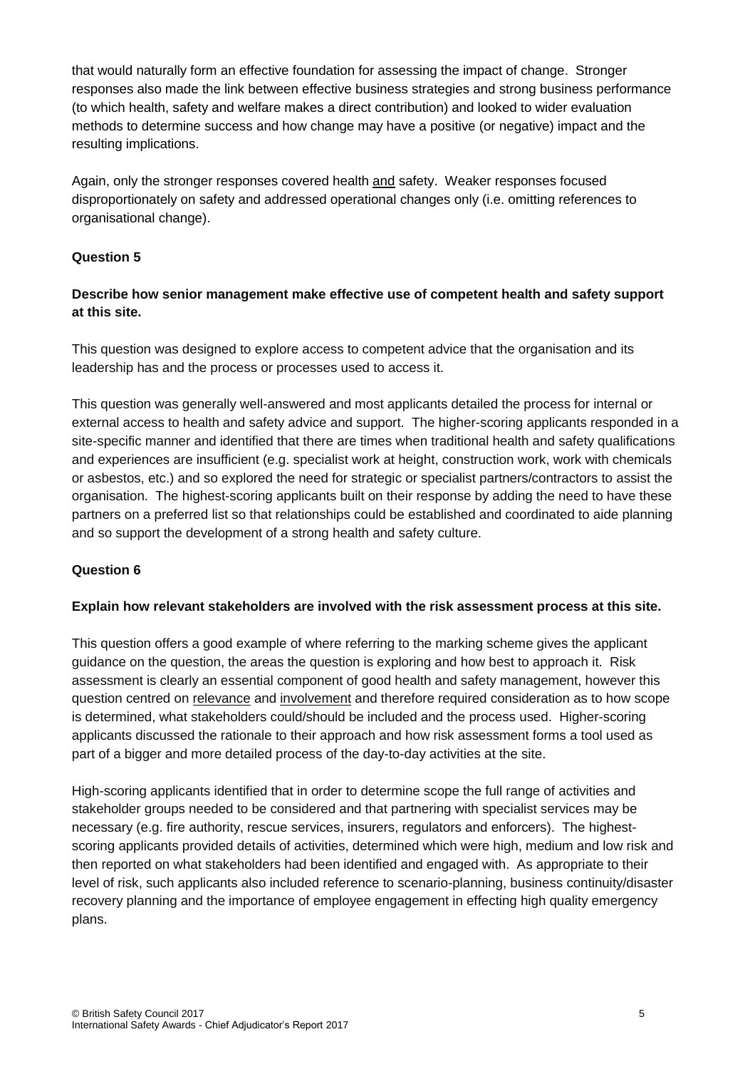that would naturally form an effective foundation for assessing the impact of change. Stronger responses also made the link between effective business strategies and strong business performance (to which health, safety and welfare makes a direct contribution) and looked to wider evaluation methods to determine success and how change may have a positive (or negative) impact and the resulting implications.

Again, only the stronger responses covered health <u>and</u> safety. Weaker responses focused disproportionately on safety and addressed operational changes only (i.e. omitting references to organisational change).

**Question 5**

**Describe how senior management make effective use of competent health and safety support at this site.**

This question was designed to explore access to competent advice that the organisation and its leadership has and the process or processes used to access it.

This question was generally well-answered and most applicants detailed the process for internal or external access to health and safety advice and support. The higher-scoring applicants responded in a site-specific manner and identified that there are times when traditional health and safety qualifications and experiences are insufficient (e.g. specialist work at height, construction work, work with chemicals or asbestos, etc.) and so explored the need for strategic or specialist partners/contractors to assist the organisation. The highest-scoring applicants built on their response by adding the need to have these partners on a preferred list so that relationships could be established and coordinated to aide planning and so support the development of a strong health and safety culture.

**Question 6**

**Explain how relevant stakeholders are involved with the risk assessment process at this site.**

This question offers a good example of where referring to the marking scheme gives the applicant guidance on the question, the areas the question is exploring and how best to approach it. Risk assessment is clearly an essential component of good health and safety management, however this question centred on <u>relevance</u> and <u>involvement</u> and therefore required consideration as to how scope is determined, what stakeholders could/should be included and the process used. Higher-scoring applicants discussed the rationale to their approach and how risk assessment forms a tool used as part of a bigger and more detailed process of the day-to-day activities at the site.

High-scoring applicants identified that in order to determine scope the full range of activities and stakeholder groups needed to be considered and that partnering with specialist services may be necessary (e.g. fire authority, rescue services, insurers, regulators and enforcers). The highest-scoring applicants provided details of activities, determined which were high, medium and low risk and then reported on what stakeholders had been identified and engaged with. As appropriate to their level of risk, such applicants also included reference to scenario-planning, business continuity/disaster recovery planning and the importance of employee engagement in effecting high quality emergency plans.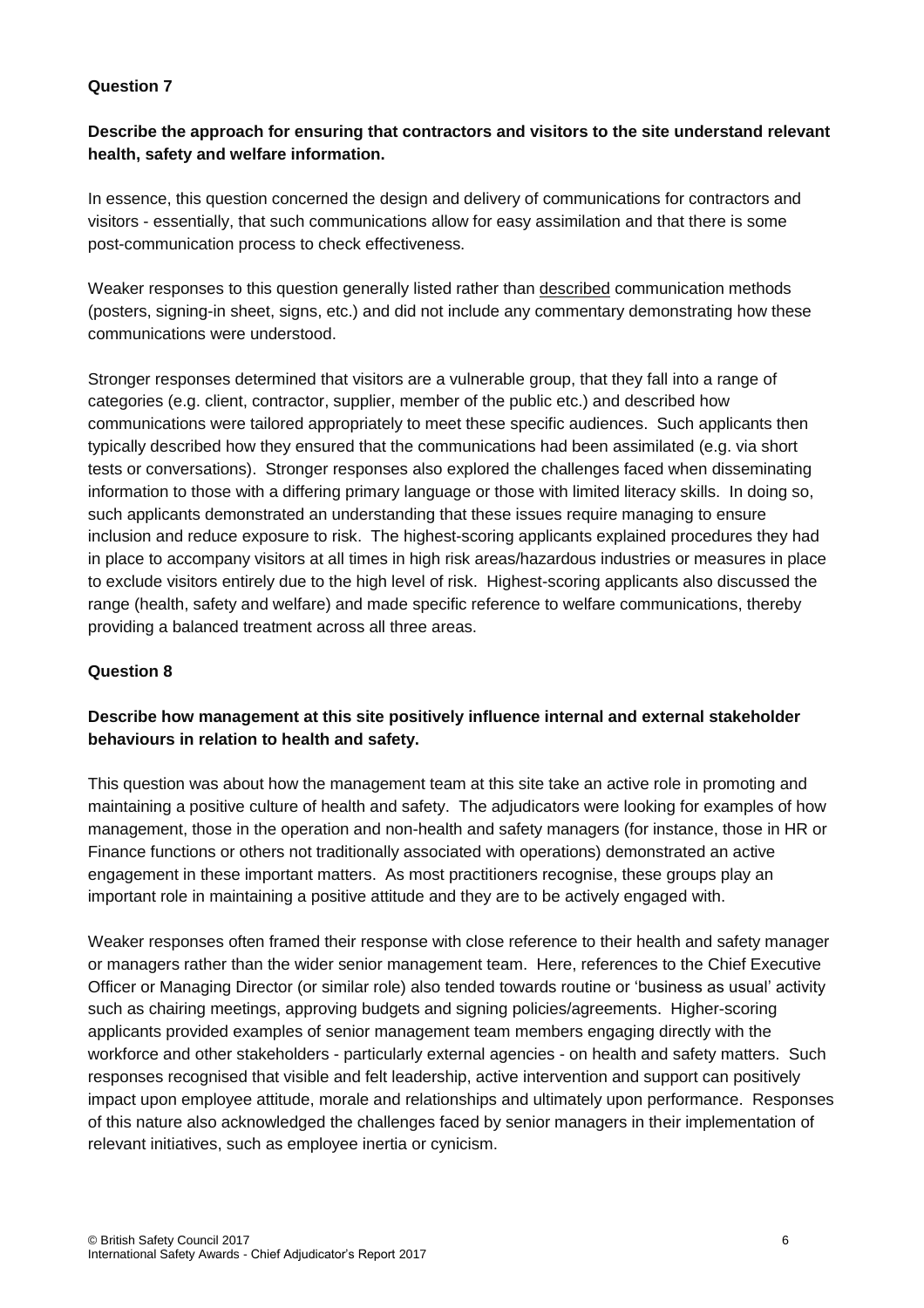**Question 7**

**Describe the approach for ensuring that contractors and visitors to the site understand relevant health, safety and welfare information.**

In essence, this question concerned the design and delivery of communications for contractors and visitors - essentially, that such communications allow for easy assimilation and that there is some post-communication process to check effectiveness.

Weaker responses to this question generally listed rather than described communication methods (posters, signing-in sheet, signs, etc.) and did not include any commentary demonstrating how these communications were understood.

Stronger responses determined that visitors are a vulnerable group, that they fall into a range of categories (e.g. client, contractor, supplier, member of the public etc.) and described how communications were tailored appropriately to meet these specific audiences. Such applicants then typically described how they ensured that the communications had been assimilated (e.g. via short tests or conversations). Stronger responses also explored the challenges faced when disseminating information to those with a differing primary language or those with limited literacy skills. In doing so, such applicants demonstrated an understanding that these issues require managing to ensure inclusion and reduce exposure to risk. The highest-scoring applicants explained procedures they had in place to accompany visitors at all times in high risk areas/hazardous industries or measures in place to exclude visitors entirely due to the high level of risk. Highest-scoring applicants also discussed the range (health, safety and welfare) and made specific reference to welfare communications, thereby providing a balanced treatment across all three areas.

**Question 8**

**Describe how management at this site positively influence internal and external stakeholder behaviours in relation to health and safety.**

This question was about how the management team at this site take an active role in promoting and maintaining a positive culture of health and safety. The adjudicators were looking for examples of how management, those in the operation and non-health and safety managers (for instance, those in HR or Finance functions or others not traditionally associated with operations) demonstrated an active engagement in these important matters. As most practitioners recognise, these groups play an important role in maintaining a positive attitude and they are to be actively engaged with.

Weaker responses often framed their response with close reference to their health and safety manager or managers rather than the wider senior management team. Here, references to the Chief Executive Officer or Managing Director (or similar role) also tended towards routine or 'business as usual' activity such as chairing meetings, approving budgets and signing policies/agreements. Higher-scoring applicants provided examples of senior management team members engaging directly with the workforce and other stakeholders - particularly external agencies - on health and safety matters. Such responses recognised that visible and felt leadership, active intervention and support can positively impact upon employee attitude, morale and relationships and ultimately upon performance. Responses of this nature also acknowledged the challenges faced by senior managers in their implementation of relevant initiatives, such as employee inertia or cynicism.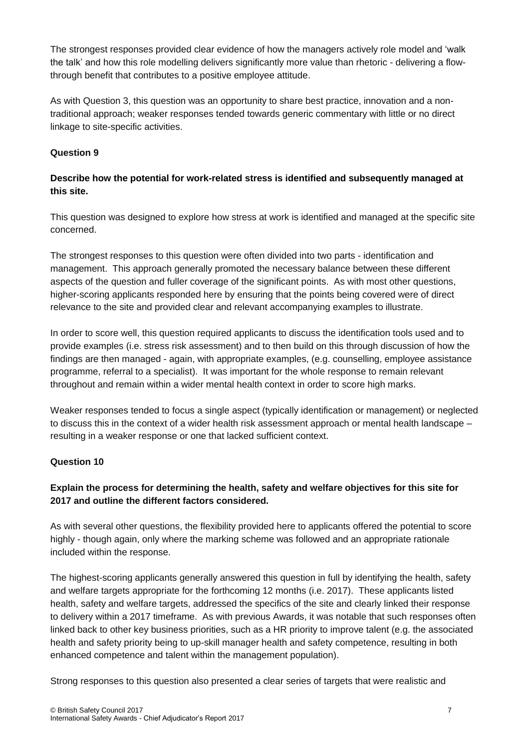The strongest responses provided clear evidence of how the managers actively role model and 'walk the talk' and how this role modelling delivers significantly more value than rhetoric - delivering a flow-through benefit that contributes to a positive employee attitude.

As with Question 3, this question was an opportunity to share best practice, innovation and a non-traditional approach; weaker responses tended towards generic commentary with little or no direct linkage to site-specific activities.

**Question 9**

**Describe how the potential for work-related stress is identified and subsequently managed at this site.**

This question was designed to explore how stress at work is identified and managed at the specific site concerned.

The strongest responses to this question were often divided into two parts - identification and management. This approach generally promoted the necessary balance between these different aspects of the question and fuller coverage of the significant points. As with most other questions, higher-scoring applicants responded here by ensuring that the points being covered were of direct relevance to the site and provided clear and relevant accompanying examples to illustrate.

In order to score well, this question required applicants to discuss the identification tools used and to provide examples (i.e. stress risk assessment) and to then build on this through discussion of how the findings are then managed - again, with appropriate examples, (e.g. counselling, employee assistance programme, referral to a specialist). It was important for the whole response to remain relevant throughout and remain within a wider mental health context in order to score high marks.

Weaker responses tended to focus a single aspect (typically identification or management) or neglected to discuss this in the context of a wider health risk assessment approach or mental health landscape – resulting in a weaker response or one that lacked sufficient context.

**Question 10**

**Explain the process for determining the health, safety and welfare objectives for this site for 2017 and outline the different factors considered.**

As with several other questions, the flexibility provided here to applicants offered the potential to score highly - though again, only where the marking scheme was followed and an appropriate rationale included within the response.

The highest-scoring applicants generally answered this question in full by identifying the health, safety and welfare targets appropriate for the forthcoming 12 months (i.e. 2017). These applicants listed health, safety and welfare targets, addressed the specifics of the site and clearly linked their response to delivery within a 2017 timeframe. As with previous Awards, it was notable that such responses often linked back to other key business priorities, such as a HR priority to improve talent (e.g. the associated health and safety priority being to up-skill manager health and safety competence, resulting in both enhanced competence and talent within the management population).

Strong responses to this question also presented a clear series of targets that were realistic and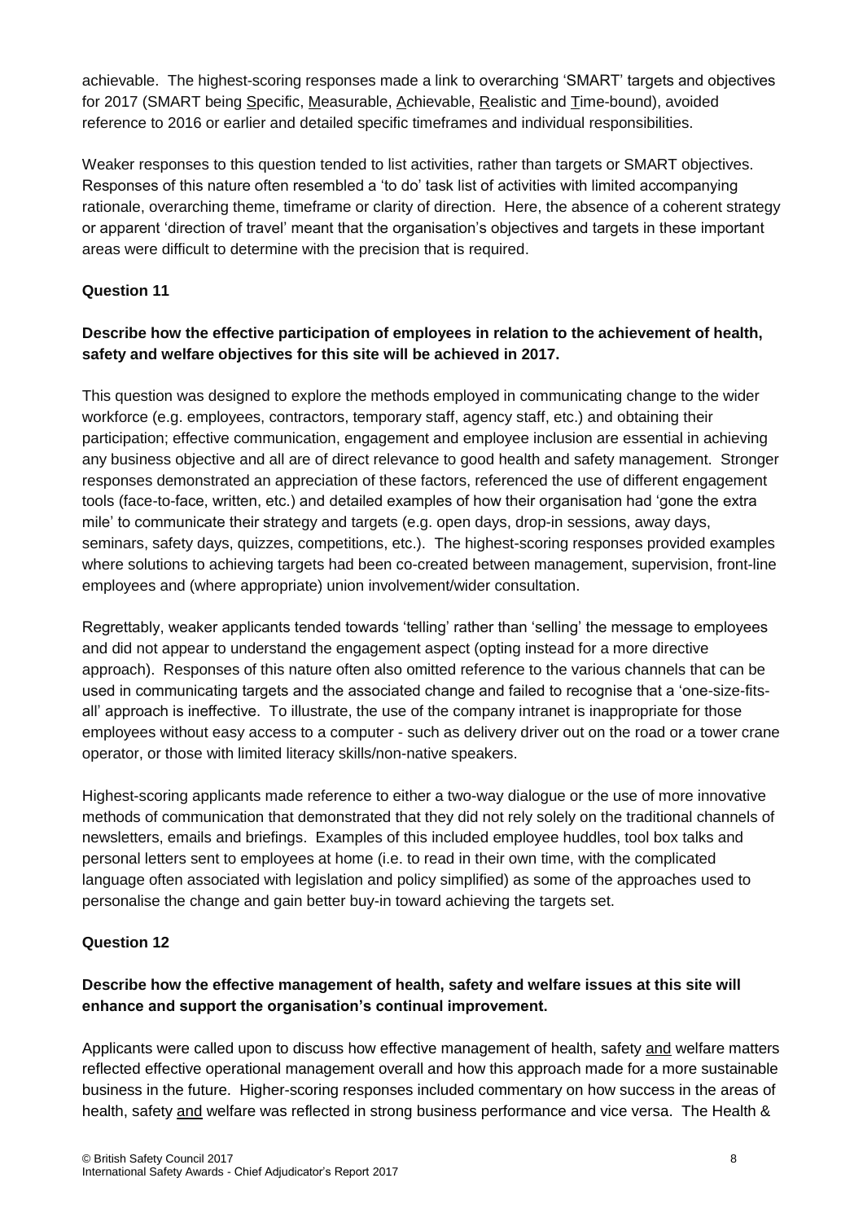achievable. The highest-scoring responses made a link to overarching 'SMART' targets and objectives for 2017 (SMART being Specific, Measurable, Achievable, Realistic and Time-bound), avoided reference to 2016 or earlier and detailed specific timeframes and individual responsibilities.

Weaker responses to this question tended to list activities, rather than targets or SMART objectives. Responses of this nature often resembled a 'to do' task list of activities with limited accompanying rationale, overarching theme, timeframe or clarity of direction. Here, the absence of a coherent strategy or apparent 'direction of travel' meant that the organisation's objectives and targets in these important areas were difficult to determine with the precision that is required.

**Question 11**

**Describe how the effective participation of employees in relation to the achievement of health, safety and welfare objectives for this site will be achieved in 2017.**

This question was designed to explore the methods employed in communicating change to the wider workforce (e.g. employees, contractors, temporary staff, agency staff, etc.) and obtaining their participation; effective communication, engagement and employee inclusion are essential in achieving any business objective and all are of direct relevance to good health and safety management. Stronger responses demonstrated an appreciation of these factors, referenced the use of different engagement tools (face-to-face, written, etc.) and detailed examples of how their organisation had 'gone the extra mile' to communicate their strategy and targets (e.g. open days, drop-in sessions, away days, seminars, safety days, quizzes, competitions, etc.). The highest-scoring responses provided examples where solutions to achieving targets had been co-created between management, supervision, front-line employees and (where appropriate) union involvement/wider consultation.

Regrettably, weaker applicants tended towards 'telling' rather than 'selling' the message to employees and did not appear to understand the engagement aspect (opting instead for a more directive approach). Responses of this nature often also omitted reference to the various channels that can be used in communicating targets and the associated change and failed to recognise that a 'one-size-fits-all' approach is ineffective. To illustrate, the use of the company intranet is inappropriate for those employees without easy access to a computer - such as delivery driver out on the road or a tower crane operator, or those with limited literacy skills/non-native speakers.

Highest-scoring applicants made reference to either a two-way dialogue or the use of more innovative methods of communication that demonstrated that they did not rely solely on the traditional channels of newsletters, emails and briefings. Examples of this included employee huddles, tool box talks and personal letters sent to employees at home (i.e. to read in their own time, with the complicated language often associated with legislation and policy simplified) as some of the approaches used to personalise the change and gain better buy-in toward achieving the targets set.

**Question 12**

**Describe how the effective management of health, safety and welfare issues at this site will enhance and support the organisation's continual improvement.**

Applicants were called upon to discuss how effective management of health, safety and welfare matters reflected effective operational management overall and how this approach made for a more sustainable business in the future. Higher-scoring responses included commentary on how success in the areas of health, safety and welfare was reflected in strong business performance and vice versa. The Health &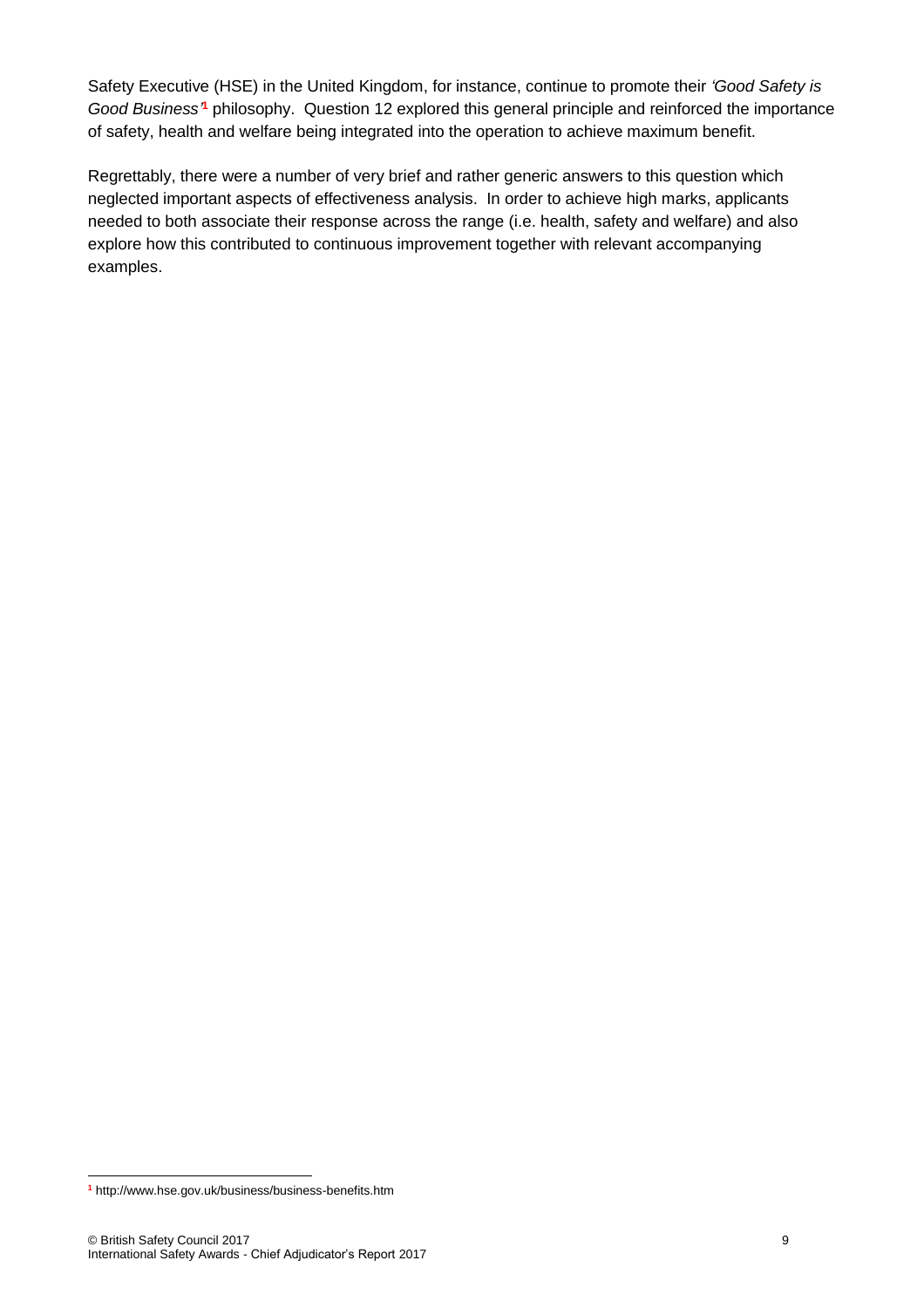Safety Executive (HSE) in the United Kingdom, for instance, continue to promote their *'Good Safety is Good Business'*[1] philosophy. Question 12 explored this general principle and reinforced the importance of safety, health and welfare being integrated into the operation to achieve maximum benefit.

Regrettably, there were a number of very brief and rather generic answers to this question which neglected important aspects of effectiveness analysis. In order to achieve high marks, applicants needed to both associate their response across the range (i.e. health, safety and welfare) and also explore how this contributed to continuous improvement together with relevant accompanying examples.

[1] http://www.hse.gov.uk/business/business-benefits.htm